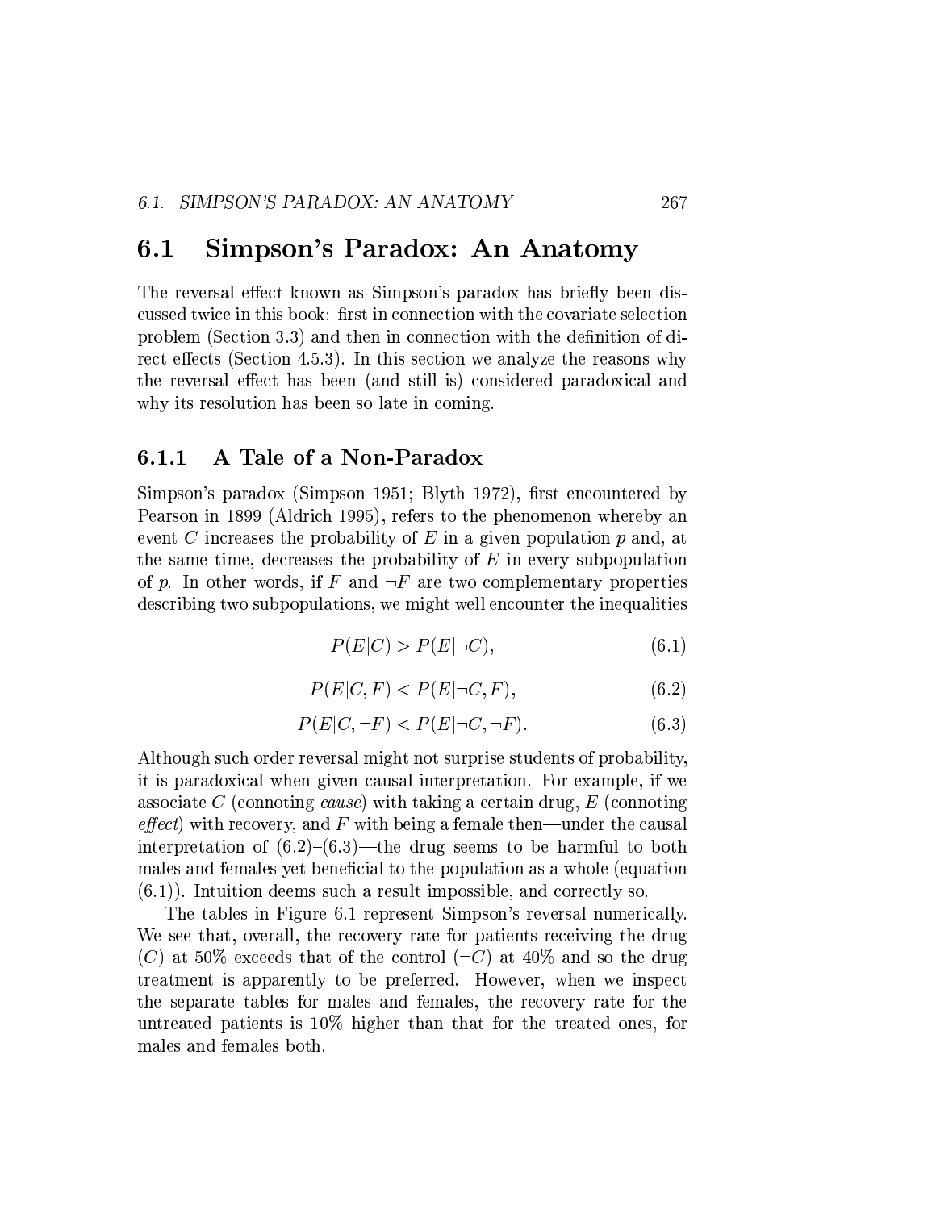## 6.1 Simpson's Paradox: An Anatomy

The reversal effect known as Simpson's paradox has briefly been discussed twice in this book: first in connection with the covariate selection problem (Section 3.3) and then in connection with the definition of direct effects (Section 4.5.3). In this section we analyze the reasons why the reversal effect has been (and still is) considered paradoxical and why its resolution has been so late in coming.

### 6.1.1 A Tale of a Non-Paradox

Simpson's paradox (Simpson 1951; Blyth 1972), first encountered by Pearson in 1899 (Aldrich 1995), refers to the phenomenon whereby an event $C$ increases the probability of $E$ in a given population $p$ and, at the same time, decreases the probability of $E$ in every subpopulation of $p$. In other words, if $F$ and $\neg F$ are two complementary properties describing two subpopulations, we might well encounter the inequalities

$$P(E|C) > P(E|\neg C), \tag{6.1}$$

$$P(E|C, F) < P(E|\neg C, F), \tag{6.2}$$

$$P(E|C, \neg F) < P(E|\neg C, \neg F). \tag{6.3}$$

Although such order reversal might not surprise students of probability, it is paradoxical when given causal interpretation. For example, if we associate $C$ (connoting *cause*) with taking a certain drug, $E$ (connoting *effect*) with recovery, and $F$ with being a female then—under the causal interpretation of (6.2)–(6.3)—the drug seems to be harmful to both males and females yet beneficial to the population as a whole (equation (6.1)). Intuition deems such a result impossible, and correctly so.

The tables in Figure 6.1 represent Simpson's reversal numerically. We see that, overall, the recovery rate for patients receiving the drug ($C$) at 50% exceeds that of the control ($\neg C$) at 40% and so the drug treatment is apparently to be preferred. However, when we inspect the separate tables for males and females, the recovery rate for the untreated patients is 10% higher than that for the treated ones, for males and females both.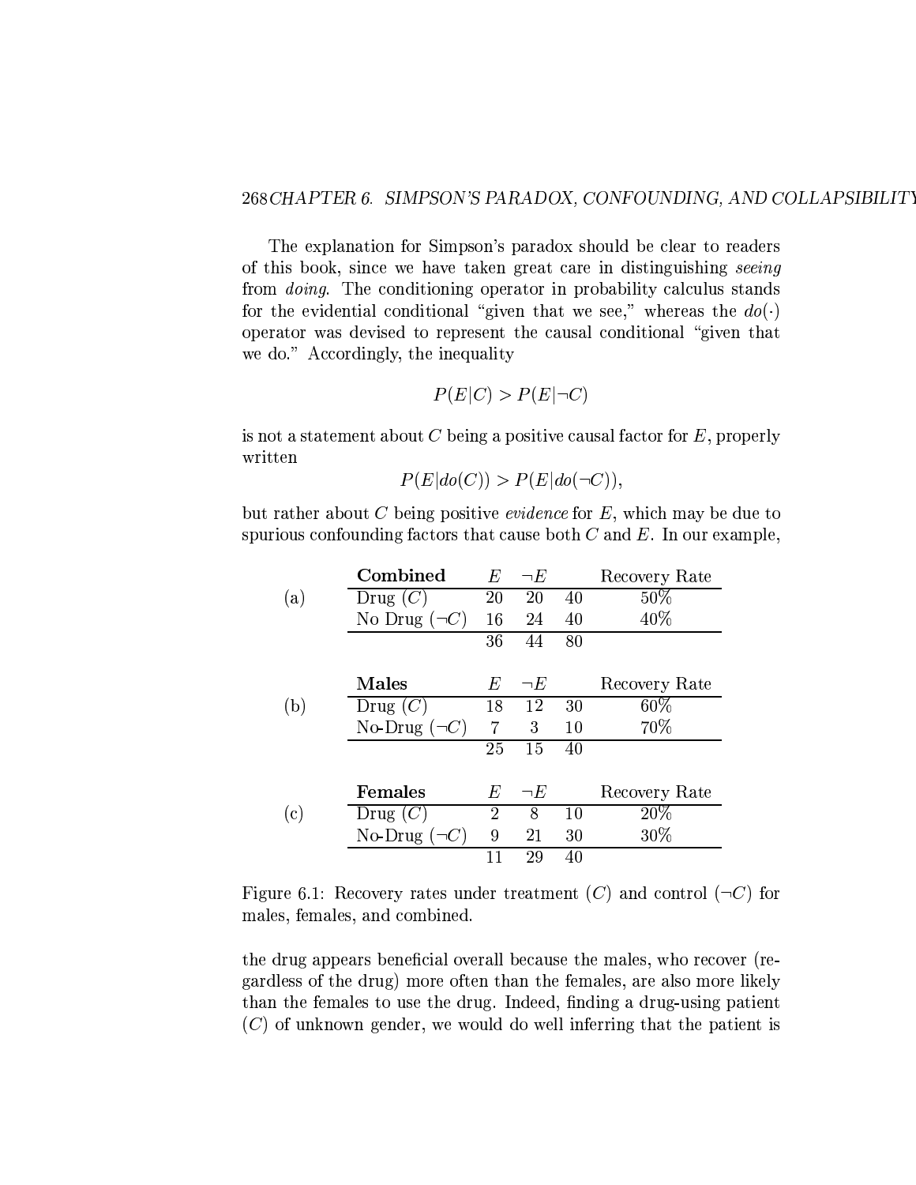The explanation for Simpson's paradox should be clear to readers of this book, since we have taken great care in distinguishing *seeing* from *doing*. The conditioning operator in probability calculus stands for the evidential conditional "given that we see," whereas the $do(\cdot)$ operator was devised to represent the causal conditional "given that we do." Accordingly, the inequality

$$P(E|C) > P(E|\neg C)$$

is not a statement about $C$ being a positive causal factor for $E$, properly written

$$P(E|do(C)) > P(E|do(\neg C)),$$

but rather about $C$ being positive *evidence* for $E$, which may be due to spurious confounding factors that cause both $C$ and $E$. In our example,

(a)

| **Combined** | $E$ | $\neg E$ | | Recovery Rate |
|---|---|---|---|---|
| Drug ($C$) | 20 | 20 | 40 | 50% |
| No Drug ($\neg C$) | 16 | 24 | 40 | 40% |
| | 36 | 44 | 80 | |

(b)

| **Males** | $E$ | $\neg E$ | | Recovery Rate |
|---|---|---|---|---|
| Drug ($C$) | 18 | 12 | 30 | 60% |
| No-Drug ($\neg C$) | 7 | 3 | 10 | 70% |
| | 25 | 15 | 40 | |

(c)

| **Females** | $E$ | $\neg E$ | | Recovery Rate |
|---|---|---|---|---|
| Drug ($C$) | 2 | 8 | 10 | 20% |
| No-Drug ($\neg C$) | 9 | 21 | 30 | 30% |
| | 11 | 29 | 40 | |

Figure 6.1: Recovery rates under treatment ($C$) and control ($\neg C$) for males, females, and combined.

the drug appears beneficial overall because the males, who recover (regardless of the drug) more often than the females, are also more likely than the females to use the drug. Indeed, finding a drug-using patient ($C$) of unknown gender, we would do well inferring that the patient is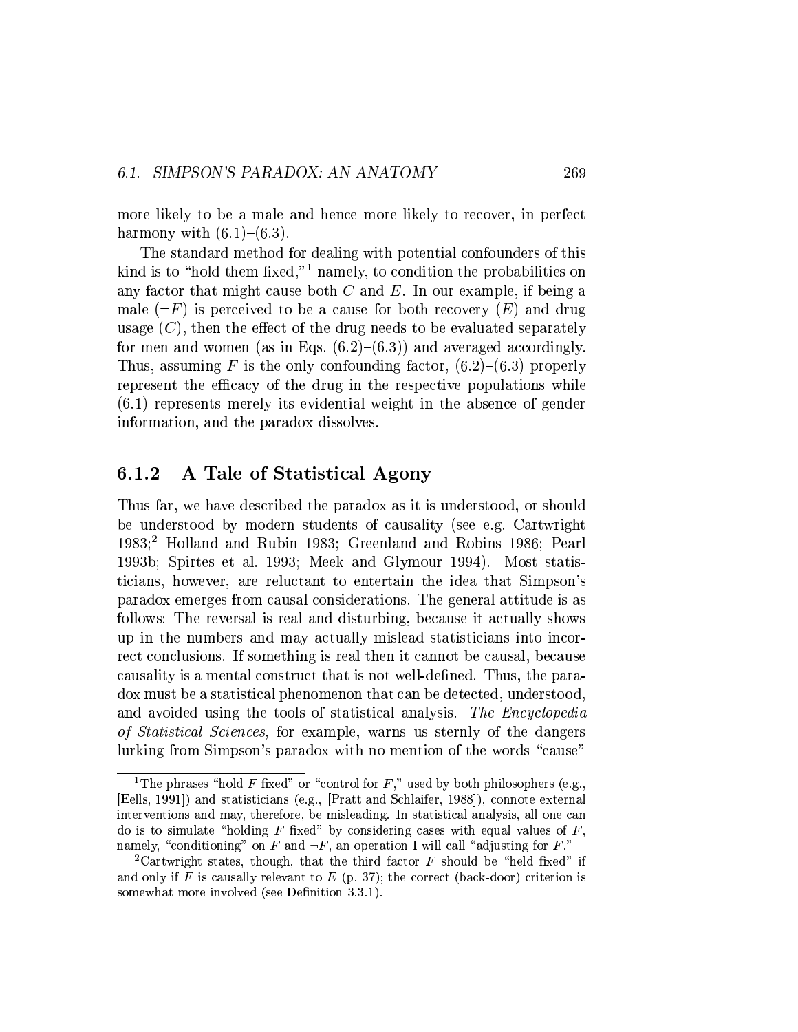more likely to be a male and hence more likely to recover, in perfect harmony with (6.1)–(6.3).

The standard method for dealing with potential confounders of this kind is to "hold them fixed,"[1] namely, to condition the probabilities on any factor that might cause both $C$ and $E$. In our example, if being a male ($\neg F$) is perceived to be a cause for both recovery ($E$) and drug usage ($C$), then the effect of the drug needs to be evaluated separately for men and women (as in Eqs. (6.2)–(6.3)) and averaged accordingly. Thus, assuming $F$ is the only confounding factor, (6.2)–(6.3) properly represent the efficacy of the drug in the respective populations while (6.1) represents merely its evidential weight in the absence of gender information, and the paradox dissolves.

### 6.1.2 A Tale of Statistical Agony

Thus far, we have described the paradox as it is understood, or should be understood by modern students of causality (see e.g. Cartwright 1983;[2] Holland and Rubin 1983; Greenland and Robins 1986; Pearl 1993b; Spirtes et al. 1993; Meek and Glymour 1994). Most statisticians, however, are reluctant to entertain the idea that Simpson's paradox emerges from causal considerations. The general attitude is as follows: The reversal is real and disturbing, because it actually shows up in the numbers and may actually mislead statisticians into incorrect conclusions. If something is real then it cannot be causal, because causality is a mental construct that is not well-defined. Thus, the paradox must be a statistical phenomenon that can be detected, understood, and avoided using the tools of statistical analysis. *The Encyclopedia of Statistical Sciences*, for example, warns us sternly of the dangers lurking from Simpson's paradox with no mention of the words "cause"

---

[1] The phrases "hold $F$ fixed" or "control for $F$," used by both philosophers (e.g., [Eells, 1991]) and statisticians (e.g., [Pratt and Schlaifer, 1988]), connote external interventions and may, therefore, be misleading. In statistical analysis, all one can do is to simulate "holding $F$ fixed" by considering cases with equal values of $F$, namely, "conditioning" on $F$ and $\neg F$, an operation I will call "adjusting for $F$."

[2] Cartwright states, though, that the third factor $F$ should be "held fixed" if and only if $F$ is causally relevant to $E$ (p. 37); the correct (back-door) criterion is somewhat more involved (see Definition 3.3.1).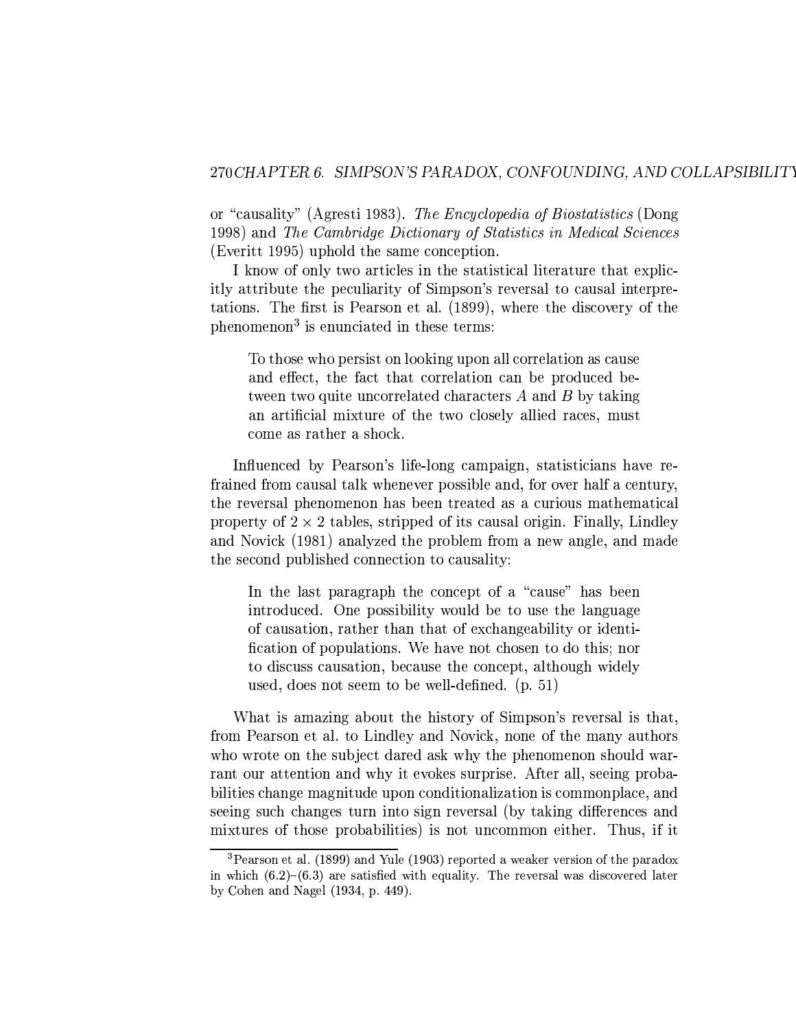or "causality" (Agresti 1983). *The Encyclopedia of Biostatistics* (Dong 1998) and *The Cambridge Dictionary of Statistics in Medical Sciences* (Everitt 1995) uphold the same conception.

I know of only two articles in the statistical literature that explicitly attribute the peculiarity of Simpson's reversal to causal interpretations. The first is Pearson et al. (1899), where the discovery of the phenomenon[3] is enunciated in these terms:

> To those who persist on looking upon all correlation as cause and effect, the fact that correlation can be produced between two quite uncorrelated characters $A$ and $B$ by taking an artificial mixture of the two closely allied races, must come as rather a shock.

Influenced by Pearson's life-long campaign, statisticians have refrained from causal talk whenever possible and, for over half a century, the reversal phenomenon has been treated as a curious mathematical property of $2 \times 2$ tables, stripped of its causal origin. Finally, Lindley and Novick (1981) analyzed the problem from a new angle, and made the second published connection to causality:

> In the last paragraph the concept of a "cause" has been introduced. One possibility would be to use the language of causation, rather than that of exchangeability or identification of populations. We have not chosen to do this; nor to discuss causation, because the concept, although widely used, does not seem to be well-defined. (p. 51)

What is amazing about the history of Simpson's reversal is that, from Pearson et al. to Lindley and Novick, none of the many authors who wrote on the subject dared ask why the phenomenon should warrant our attention and why it evokes surprise. After all, seeing probabilities change magnitude upon conditionalization is commonplace, and seeing such changes turn into sign reversal (by taking differences and mixtures of those probabilities) is not uncommon either. Thus, if it

---

[3] Pearson et al. (1899) and Yule (1903) reported a weaker version of the paradox in which (6.2)–(6.3) are satisfied with equality. The reversal was discovered later by Cohen and Nagel (1934, p. 449).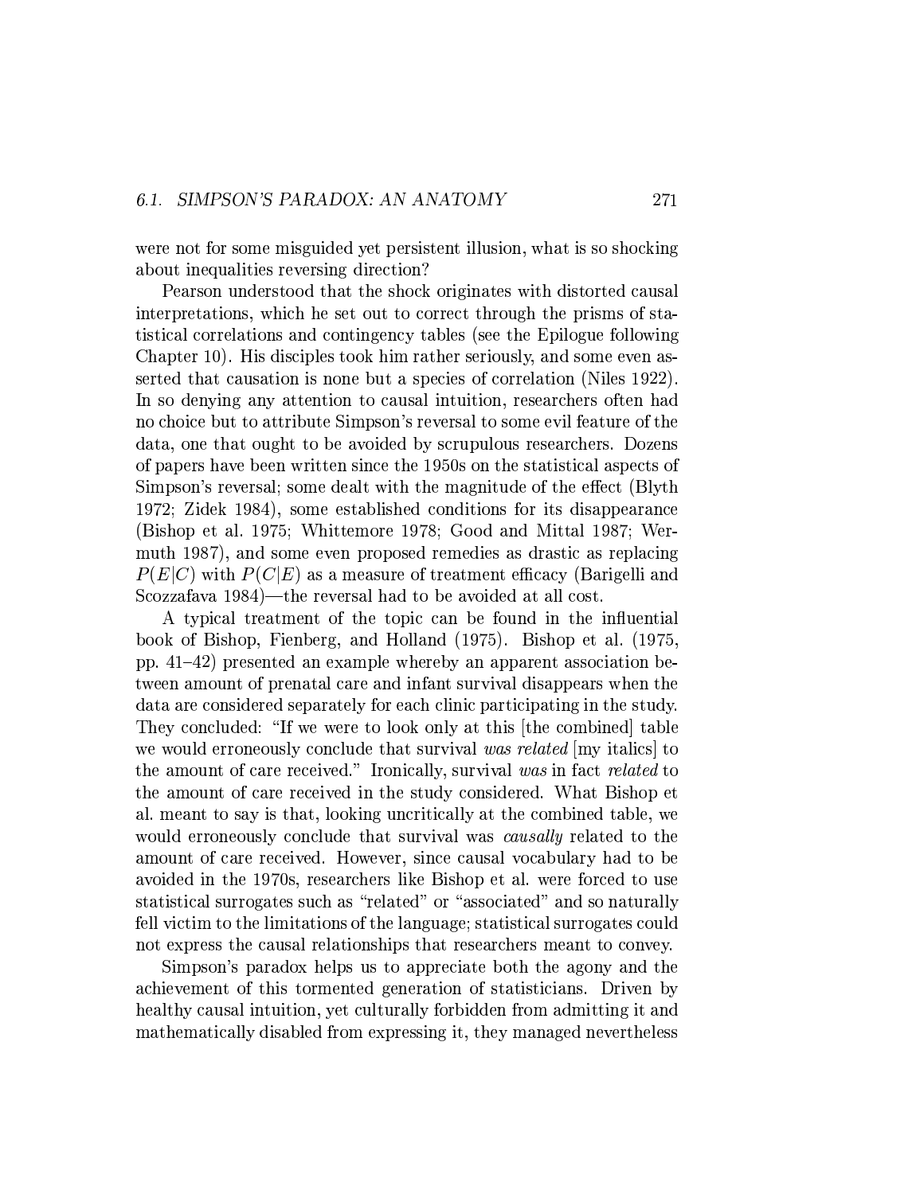were not for some misguided yet persistent illusion, what is so shocking about inequalities reversing direction?

Pearson understood that the shock originates with distorted causal interpretations, which he set out to correct through the prisms of statistical correlations and contingency tables (see the Epilogue following Chapter 10). His disciples took him rather seriously, and some even asserted that causation is none but a species of correlation (Niles 1922). In so denying any attention to causal intuition, researchers often had no choice but to attribute Simpson's reversal to some evil feature of the data, one that ought to be avoided by scrupulous researchers. Dozens of papers have been written since the 1950s on the statistical aspects of Simpson's reversal; some dealt with the magnitude of the effect (Blyth 1972; Zidek 1984), some established conditions for its disappearance (Bishop et al. 1975; Whittemore 1978; Good and Mittal 1987; Wermuth 1987), and some even proposed remedies as drastic as replacing $P(E|C)$ with $P(C|E)$ as a measure of treatment efficacy (Barigelli and Scozzafava 1984)—the reversal had to be avoided at all cost.

A typical treatment of the topic can be found in the influential book of Bishop, Fienberg, and Holland (1975). Bishop et al. (1975, pp. 41–42) presented an example whereby an apparent association between amount of prenatal care and infant survival disappears when the data are considered separately for each clinic participating in the study. They concluded: "If we were to look only at this [the combined] table we would erroneously conclude that survival *was related* [my italics] to the amount of care received." Ironically, survival *was* in fact *related* to the amount of care received in the study considered. What Bishop et al. meant to say is that, looking uncritically at the combined table, we would erroneously conclude that survival was *causally* related to the amount of care received. However, since causal vocabulary had to be avoided in the 1970s, researchers like Bishop et al. were forced to use statistical surrogates such as "related" or "associated" and so naturally fell victim to the limitations of the language; statistical surrogates could not express the causal relationships that researchers meant to convey.

Simpson's paradox helps us to appreciate both the agony and the achievement of this tormented generation of statisticians. Driven by healthy causal intuition, yet culturally forbidden from admitting it and mathematically disabled from expressing it, they managed nevertheless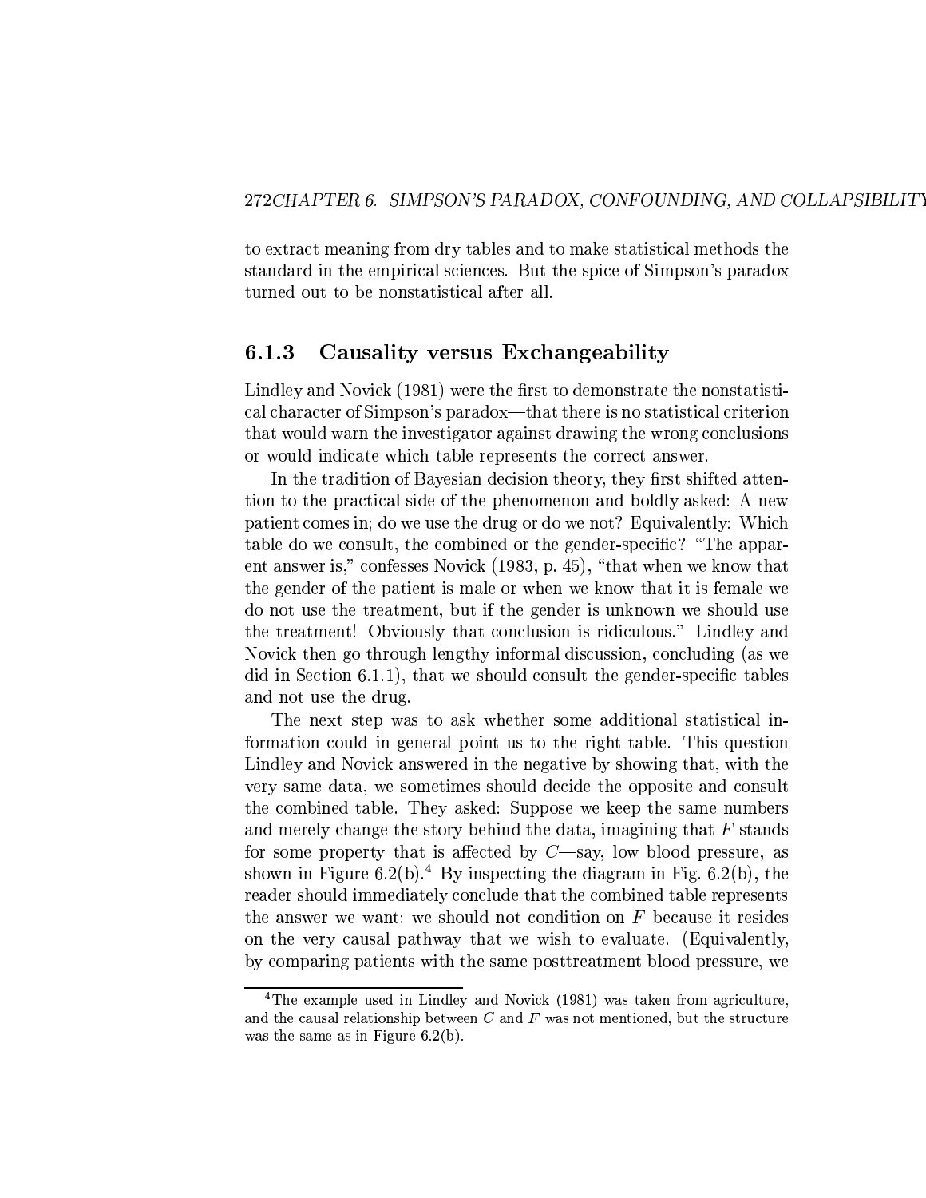to extract meaning from dry tables and to make statistical methods the standard in the empirical sciences. But the spice of Simpson's paradox turned out to be nonstatistical after all.

### 6.1.3 Causality versus Exchangeability

Lindley and Novick (1981) were the first to demonstrate the nonstatistical character of Simpson's paradox—that there is no statistical criterion that would warn the investigator against drawing the wrong conclusions or would indicate which table represents the correct answer.

In the tradition of Bayesian decision theory, they first shifted attention to the practical side of the phenomenon and boldly asked: A new patient comes in; do we use the drug or do we not? Equivalently: Which table do we consult, the combined or the gender-specific? "The apparent answer is," confesses Novick (1983, p. 45), "that when we know that the gender of the patient is male or when we know that it is female we do not use the treatment, but if the gender is unknown we should use the treatment! Obviously that conclusion is ridiculous." Lindley and Novick then go through lengthy informal discussion, concluding (as we did in Section 6.1.1), that we should consult the gender-specific tables and not use the drug.

The next step was to ask whether some additional statistical information could in general point us to the right table. This question Lindley and Novick answered in the negative by showing that, with the very same data, we sometimes should decide the opposite and consult the combined table. They asked: Suppose we keep the same numbers and merely change the story behind the data, imagining that $F$ stands for some property that is affected by $C$—say, low blood pressure, as shown in Figure 6.2(b).[4] By inspecting the diagram in Fig. 6.2(b), the reader should immediately conclude that the combined table represents the answer we want; we should not condition on $F$ because it resides on the very causal pathway that we wish to evaluate. (Equivalently, by comparing patients with the same posttreatment blood pressure, we

[4] The example used in Lindley and Novick (1981) was taken from agriculture, and the causal relationship between $C$ and $F$ was not mentioned, but the structure was the same as in Figure 6.2(b).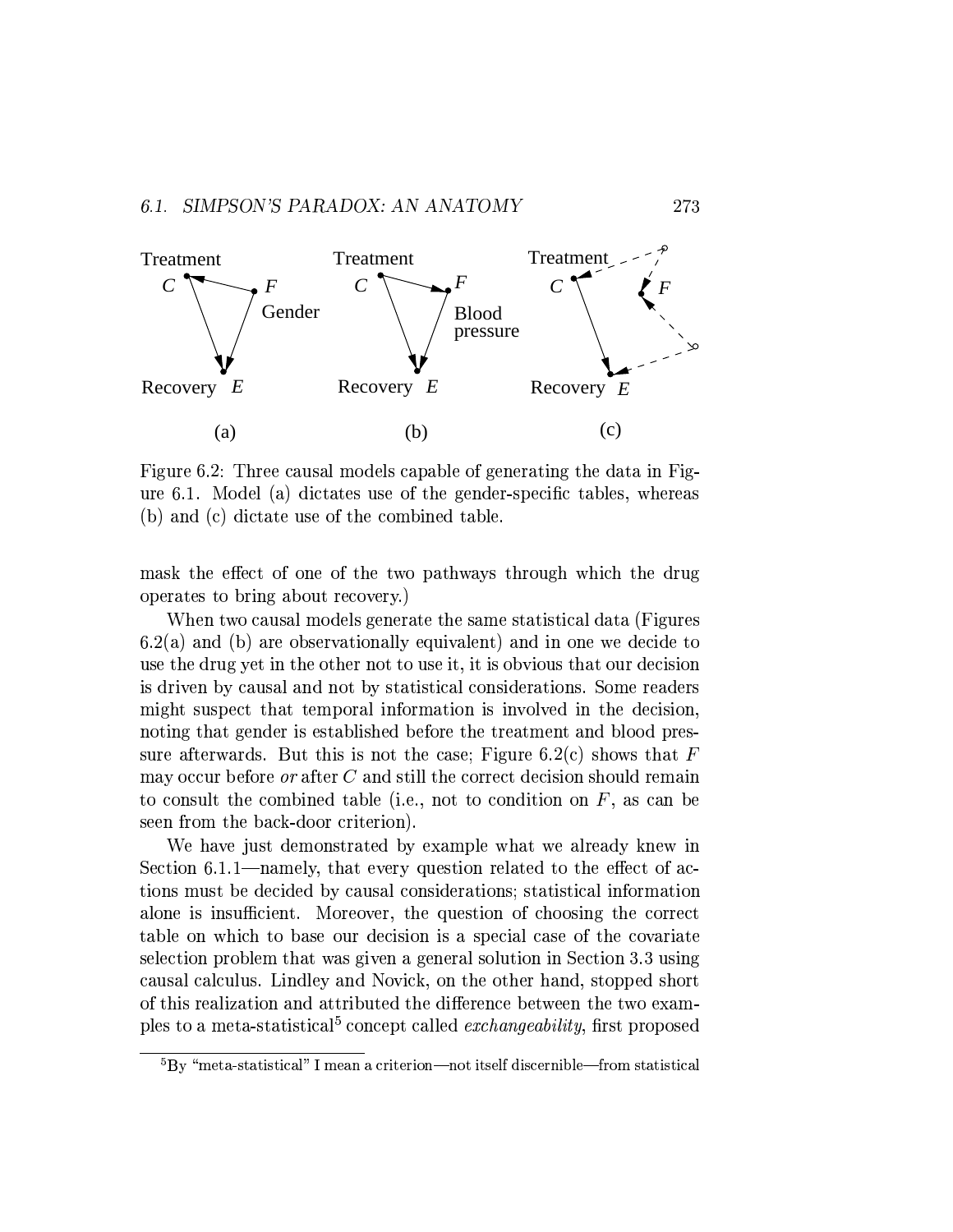Figure 6.2: Three causal models capable of generating the data in Figure 6.1. Model (a) dictates use of the gender-specific tables, whereas (b) and (c) dictate use of the combined table.

mask the effect of one of the two pathways through which the drug operates to bring about recovery.)

When two causal models generate the same statistical data (Figures 6.2(a) and (b) are observationally equivalent) and in one we decide to use the drug yet in the other not to use it, it is obvious that our decision is driven by causal and not by statistical considerations. Some readers might suspect that temporal information is involved in the decision, noting that gender is established before the treatment and blood pressure afterwards. But this is not the case; Figure 6.2(c) shows that $F$ may occur before *or* after $C$ and still the correct decision should remain to consult the combined table (i.e., not to condition on $F$, as can be seen from the back-door criterion).

We have just demonstrated by example what we already knew in Section 6.1.1—namely, that every question related to the effect of actions must be decided by causal considerations; statistical information alone is insufficient. Moreover, the question of choosing the correct table on which to base our decision is a special case of the covariate selection problem that was given a general solution in Section 3.3 using causal calculus. Lindley and Novick, on the other hand, stopped short of this realization and attributed the difference between the two examples to a meta-statistical[5] concept called *exchangeability*, first proposed

[5] By "meta-statistical" I mean a criterion—not itself discernible—from statistical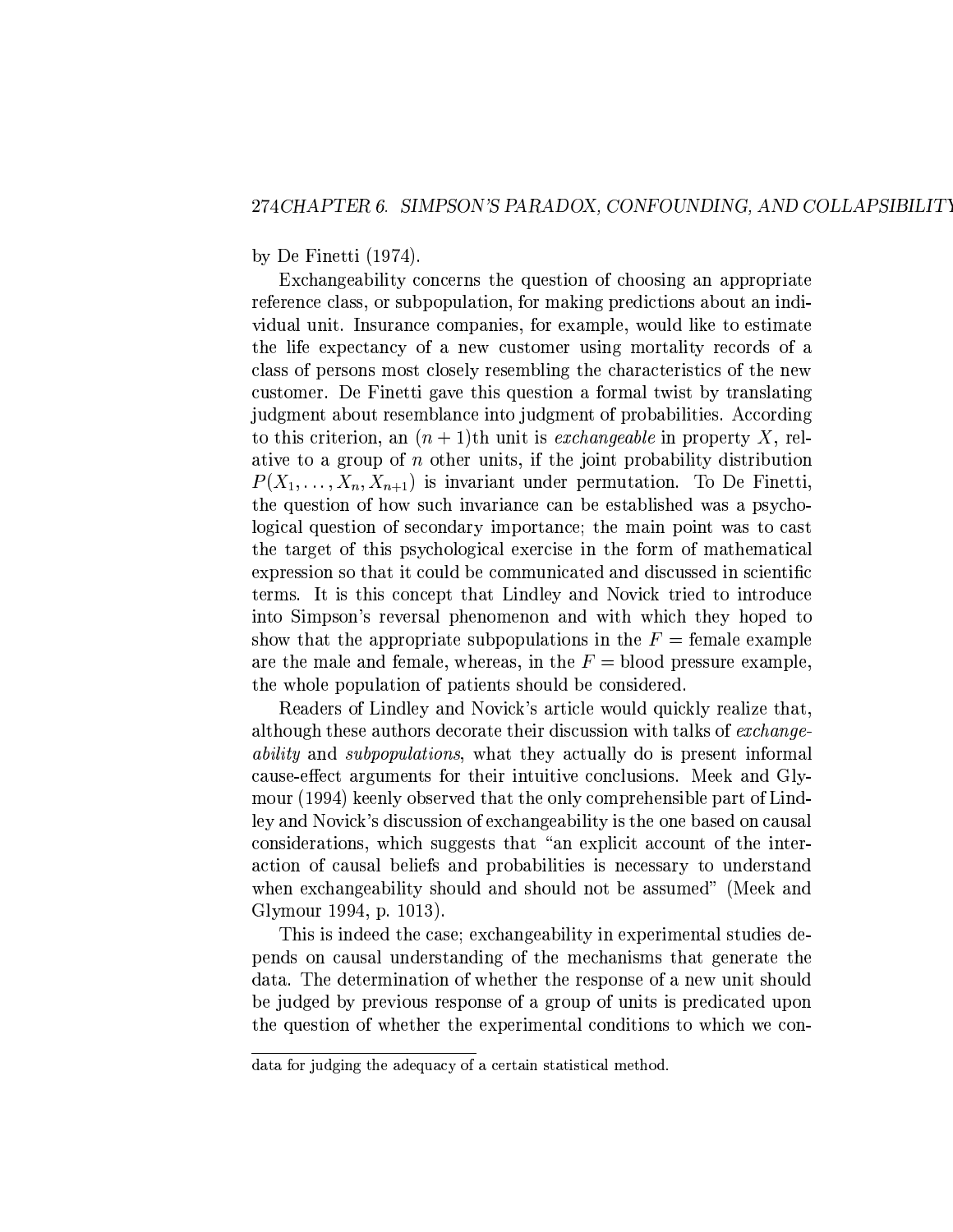by De Finetti (1974).

Exchangeability concerns the question of choosing an appropriate reference class, or subpopulation, for making predictions about an individual unit. Insurance companies, for example, would like to estimate the life expectancy of a new customer using mortality records of a class of persons most closely resembling the characteristics of the new customer. De Finetti gave this question a formal twist by translating judgment about resemblance into judgment of probabilities. According to this criterion, an $(n+1)$th unit is *exchangeable* in property $X$, relative to a group of $n$ other units, if the joint probability distribution $P(X_1, \ldots, X_n, X_{n+1})$ is invariant under permutation. To De Finetti, the question of how such invariance can be established was a psychological question of secondary importance; the main point was to cast the target of this psychological exercise in the form of mathematical expression so that it could be communicated and discussed in scientific terms. It is this concept that Lindley and Novick tried to introduce into Simpson's reversal phenomenon and with which they hoped to show that the appropriate subpopulations in the $F$ = female example are the male and female, whereas, in the $F$ = blood pressure example, the whole population of patients should be considered.

Readers of Lindley and Novick's article would quickly realize that, although these authors decorate their discussion with talks of *exchangeability* and *subpopulations*, what they actually do is present informal cause-effect arguments for their intuitive conclusions. Meek and Glymour (1994) keenly observed that the only comprehensible part of Lindley and Novick's discussion of exchangeability is the one based on causal considerations, which suggests that "an explicit account of the interaction of causal beliefs and probabilities is necessary to understand when exchangeability should and should not be assumed" (Meek and Glymour 1994, p. 1013).

This is indeed the case; exchangeability in experimental studies depends on causal understanding of the mechanisms that generate the data. The determination of whether the response of a new unit should be judged by previous response of a group of units is predicated upon the question of whether the experimental conditions to which we con-

data for judging the adequacy of a certain statistical method.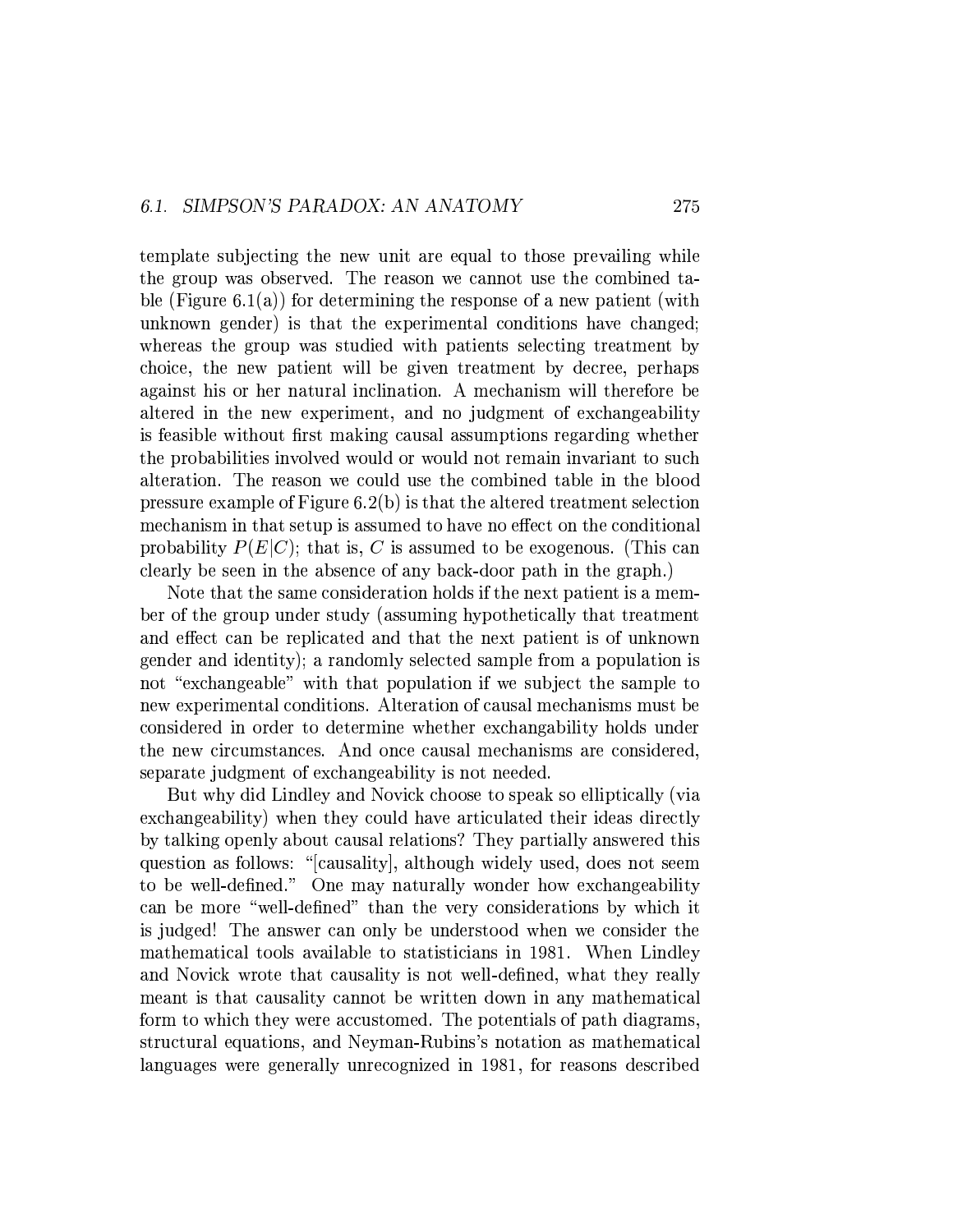template subjecting the new unit are equal to those prevailing while the group was observed. The reason we cannot use the combined table (Figure 6.1(a)) for determining the response of a new patient (with unknown gender) is that the experimental conditions have changed; whereas the group was studied with patients selecting treatment by choice, the new patient will be given treatment by decree, perhaps against his or her natural inclination. A mechanism will therefore be altered in the new experiment, and no judgment of exchangeability is feasible without first making causal assumptions regarding whether the probabilities involved would or would not remain invariant to such alteration. The reason we could use the combined table in the blood pressure example of Figure 6.2(b) is that the altered treatment selection mechanism in that setup is assumed to have no effect on the conditional probability $P(E|C)$; that is, $C$ is assumed to be exogenous. (This can clearly be seen in the absence of any back-door path in the graph.)

Note that the same consideration holds if the next patient is a member of the group under study (assuming hypothetically that treatment and effect can be replicated and that the next patient is of unknown gender and identity); a randomly selected sample from a population is not "exchangeable" with that population if we subject the sample to new experimental conditions. Alteration of causal mechanisms must be considered in order to determine whether exchangability holds under the new circumstances. And once causal mechanisms are considered, separate judgment of exchangeability is not needed.

But why did Lindley and Novick choose to speak so elliptically (via exchangeability) when they could have articulated their ideas directly by talking openly about causal relations? They partially answered this question as follows: "[causality], although widely used, does not seem to be well-defined." One may naturally wonder how exchangeability can be more "well-defined" than the very considerations by which it is judged! The answer can only be understood when we consider the mathematical tools available to statisticians in 1981. When Lindley and Novick wrote that causality is not well-defined, what they really meant is that causality cannot be written down in any mathematical form to which they were accustomed. The potentials of path diagrams, structural equations, and Neyman-Rubins's notation as mathematical languages were generally unrecognized in 1981, for reasons described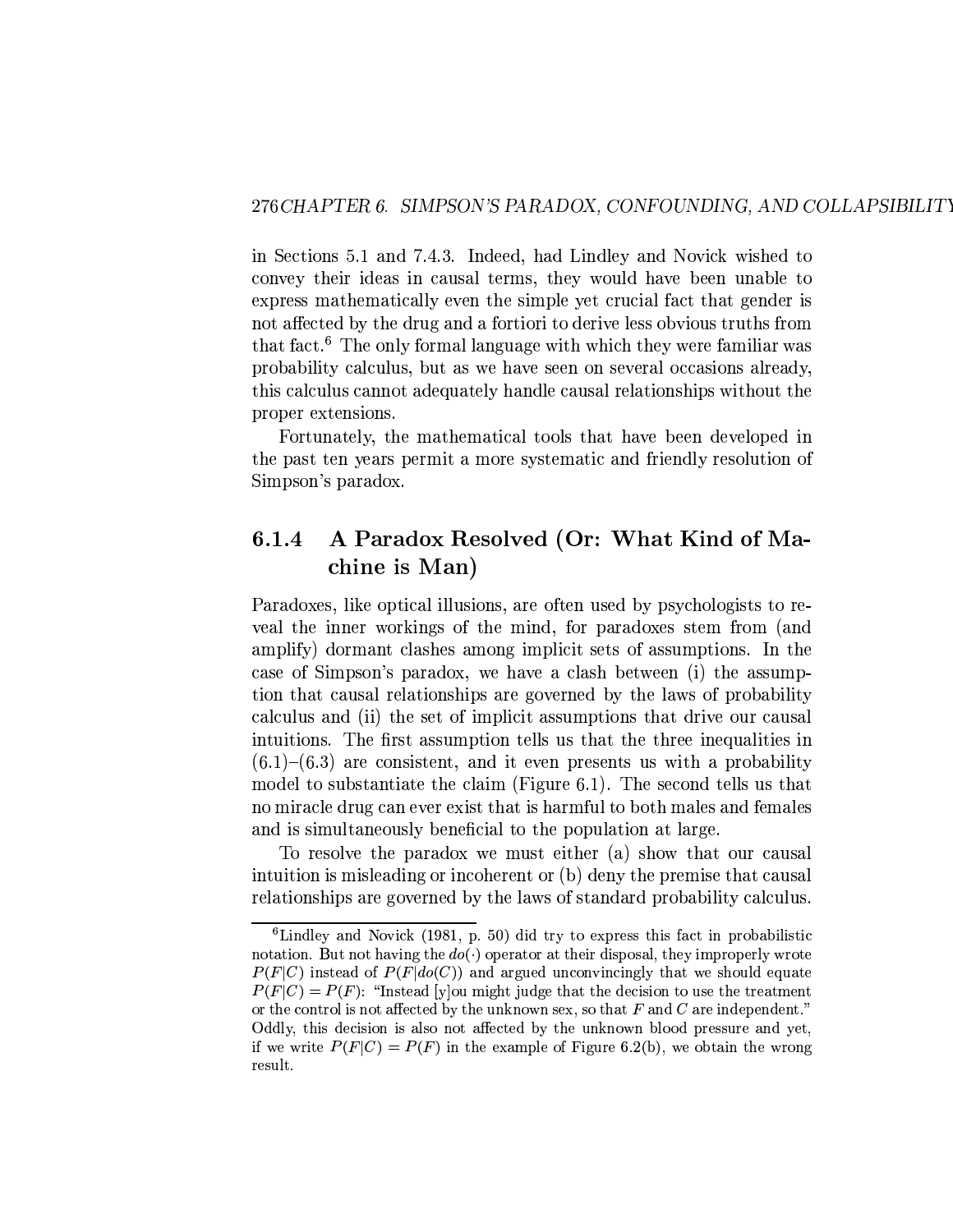in Sections 5.1 and 7.4.3. Indeed, had Lindley and Novick wished to convey their ideas in causal terms, they would have been unable to express mathematically even the simple yet crucial fact that gender is not affected by the drug and a fortiori to derive less obvious truths from that fact.[6] The only formal language with which they were familiar was probability calculus, but as we have seen on several occasions already, this calculus cannot adequately handle causal relationships without the proper extensions.

Fortunately, the mathematical tools that have been developed in the past ten years permit a more systematic and friendly resolution of Simpson's paradox.

### 6.1.4 A Paradox Resolved (Or: What Kind of Machine is Man)

Paradoxes, like optical illusions, are often used by psychologists to reveal the inner workings of the mind, for paradoxes stem from (and amplify) dormant clashes among implicit sets of assumptions. In the case of Simpson's paradox, we have a clash between (i) the assumption that causal relationships are governed by the laws of probability calculus and (ii) the set of implicit assumptions that drive our causal intuitions. The first assumption tells us that the three inequalities in (6.1)–(6.3) are consistent, and it even presents us with a probability model to substantiate the claim (Figure 6.1). The second tells us that no miracle drug can ever exist that is harmful to both males and females and is simultaneously beneficial to the population at large.

To resolve the paradox we must either (a) show that our causal intuition is misleading or incoherent or (b) deny the premise that causal relationships are governed by the laws of standard probability calculus.

---

[6] Lindley and Novick (1981, p. 50) did try to express this fact in probabilistic notation. But not having the $do(\cdot)$ operator at their disposal, they improperly wrote $P(F|C)$ instead of $P(F|do(C))$ and argued unconvincingly that we should equate $P(F|C) = P(F)$: "Instead [y]ou might judge that the decision to use the treatment or the control is not affected by the unknown sex, so that $F$ and $C$ are independent." Oddly, this decision is also not affected by the unknown blood pressure and yet, if we write $P(F|C) = P(F)$ in the example of Figure 6.2(b), we obtain the wrong result.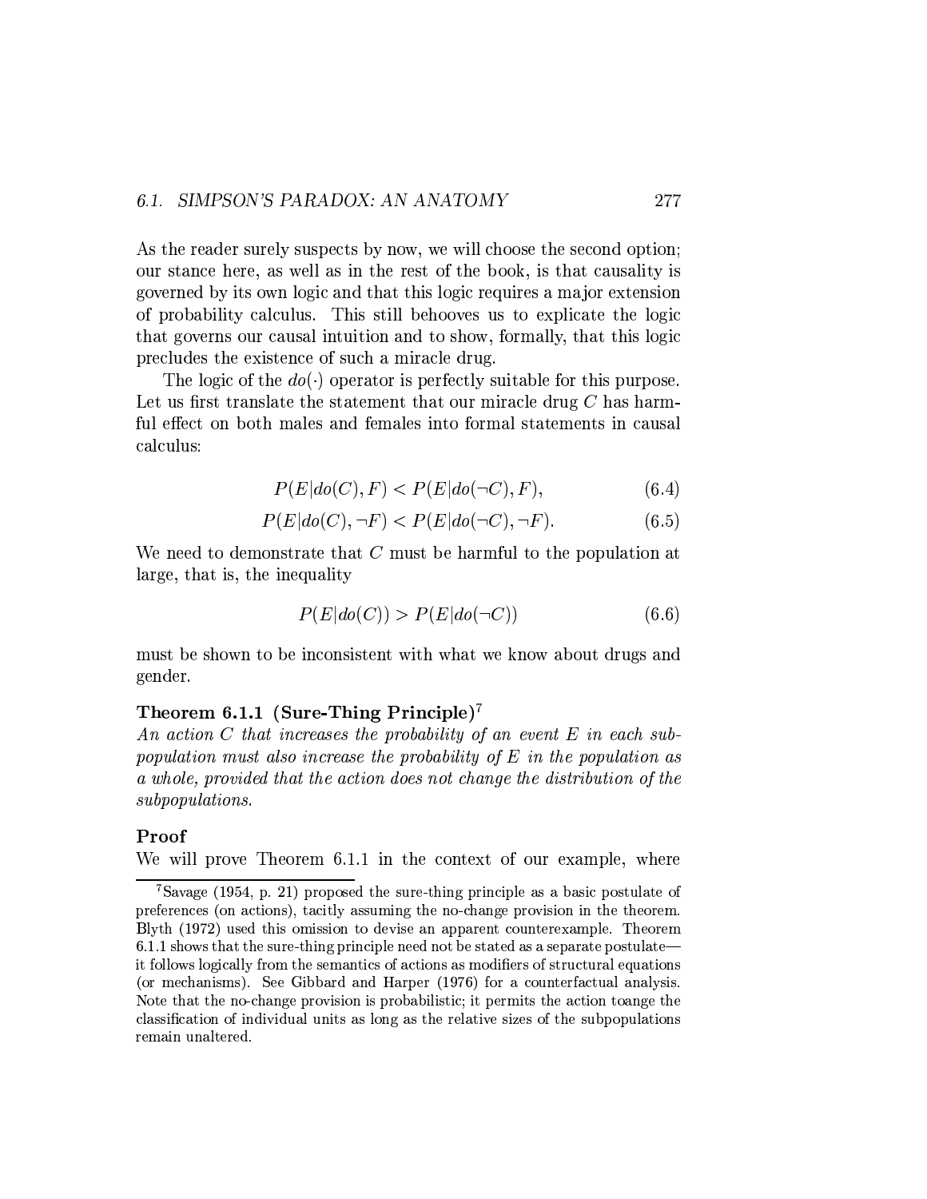As the reader surely suspects by now, we will choose the second option; our stance here, as well as in the rest of the book, is that causality is governed by its own logic and that this logic requires a major extension of probability calculus. This still behooves us to explicate the logic that governs our causal intuition and to show, formally, that this logic precludes the existence of such a miracle drug.

The logic of the $do(\cdot)$ operator is perfectly suitable for this purpose. Let us first translate the statement that our miracle drug $C$ has harmful effect on both males and females into formal statements in causal calculus:

$$P(E|do(C), F) < P(E|do(\neg C), F), \tag{6.4}$$

$$P(E|do(C), \neg F) < P(E|do(\neg C), \neg F). \tag{6.5}$$

We need to demonstrate that $C$ must be harmful to the population at large, that is, the inequality

$$P(E|do(C)) > P(E|do(\neg C)) \tag{6.6}$$

must be shown to be inconsistent with what we know about drugs and gender.

**Theorem 6.1.1 (Sure-Thing Principle)**[7]
*An action $C$ that increases the probability of an event $E$ in each subpopulation must also increase the probability of $E$ in the population as a whole, provided that the action does not change the distribution of the subpopulations.*

**Proof**
We will prove Theorem 6.1.1 in the context of our example, where

[7] Savage (1954, p. 21) proposed the sure-thing principle as a basic postulate of preferences (on actions), tacitly assuming the no-change provision in the theorem. Blyth (1972) used this omission to devise an apparent counterexample. Theorem 6.1.1 shows that the sure-thing principle need not be stated as a separate postulate—it follows logically from the semantics of actions as modifiers of structural equations (or mechanisms). See Gibbard and Harper (1976) for a counterfactual analysis. Note that the no-change provision is probabilistic; it permits the action toange the classification of individual units as long as the relative sizes of the subpopulations remain unaltered.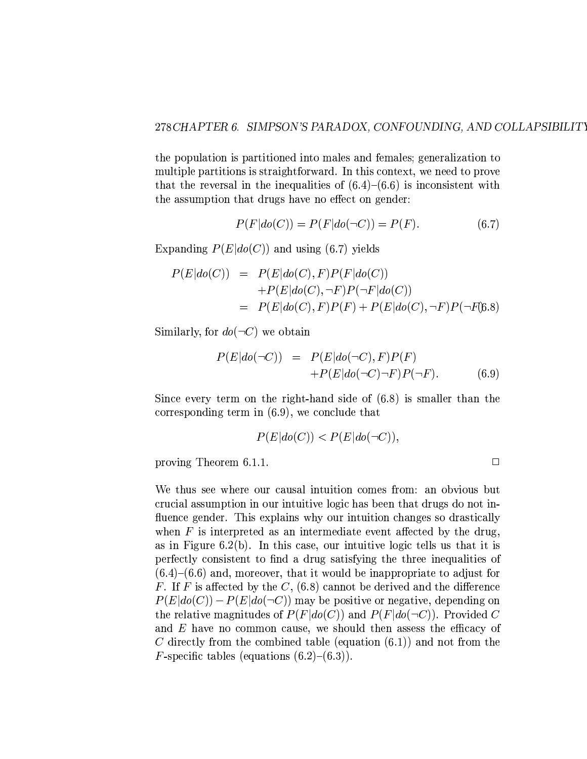the population is partitioned into males and females; generalization to multiple partitions is straightforward. In this context, we need to prove that the reversal in the inequalities of (6.4)–(6.6) is inconsistent with the assumption that drugs have no effect on gender:

$$P(F|do(C)) = P(F|do(\neg C)) = P(F). \tag{6.7}$$

Expanding $P(E|do(C))$ and using (6.7) yields

$$\begin{aligned} P(E|do(C)) &= P(E|do(C), F)P(F|do(C)) \\ &\quad + P(E|do(C), \neg F)P(\neg F|do(C)) \\ &= P(E|do(C), F)P(F) + P(E|do(C), \neg F)P(\neg F) \end{aligned} \tag{6.8}$$

Similarly, for $do(\neg C)$ we obtain

$$\begin{aligned} P(E|do(\neg C)) &= P(E|do(\neg C), F)P(F) \\ &\quad + P(E|do(\neg C) \neg F)P(\neg F). \end{aligned} \tag{6.9}$$

Since every term on the right-hand side of (6.8) is smaller than the corresponding term in (6.9), we conclude that

$$P(E|do(C)) < P(E|do(\neg C)),$$

proving Theorem 6.1.1. □

We thus see where our causal intuition comes from: an obvious but crucial assumption in our intuitive logic has been that drugs do not influence gender. This explains why our intuition changes so drastically when $F$ is interpreted as an intermediate event affected by the drug, as in Figure 6.2(b). In this case, our intuitive logic tells us that it is perfectly consistent to find a drug satisfying the three inequalities of (6.4)–(6.6) and, moreover, that it would be inappropriate to adjust for $F$. If $F$ is affected by the $C$, (6.8) cannot be derived and the difference $P(E|do(C)) - P(E|do(\neg C))$ may be positive or negative, depending on the relative magnitudes of $P(F|do(C))$ and $P(F|do(\neg C))$. Provided $C$ and $E$ have no common cause, we should then assess the efficacy of $C$ directly from the combined table (equation (6.1)) and not from the $F$-specific tables (equations (6.2)–(6.3)).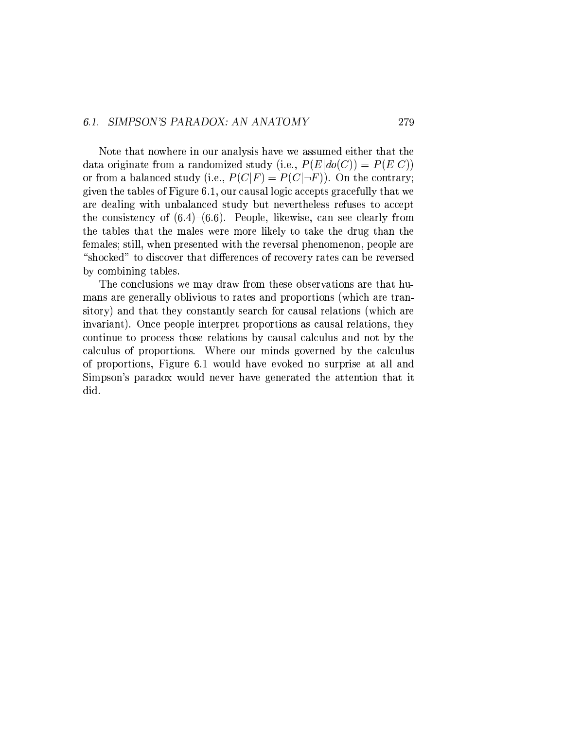Note that nowhere in our analysis have we assumed either that the data originate from a randomized study (i.e., $P(E|do(C)) = P(E|C)$) or from a balanced study (i.e., $P(C|F) = P(C|\neg F)$). On the contrary; given the tables of Figure 6.1, our causal logic accepts gracefully that we are dealing with unbalanced study but nevertheless refuses to accept the consistency of (6.4)–(6.6). People, likewise, can see clearly from the tables that the males were more likely to take the drug than the females; still, when presented with the reversal phenomenon, people are "shocked" to discover that differences of recovery rates can be reversed by combining tables.

The conclusions we may draw from these observations are that humans are generally oblivious to rates and proportions (which are transitory) and that they constantly search for causal relations (which are invariant). Once people interpret proportions as causal relations, they continue to process those relations by causal calculus and not by the calculus of proportions. Where our minds governed by the calculus of proportions, Figure 6.1 would have evoked no surprise at all and Simpson's paradox would never have generated the attention that it did.